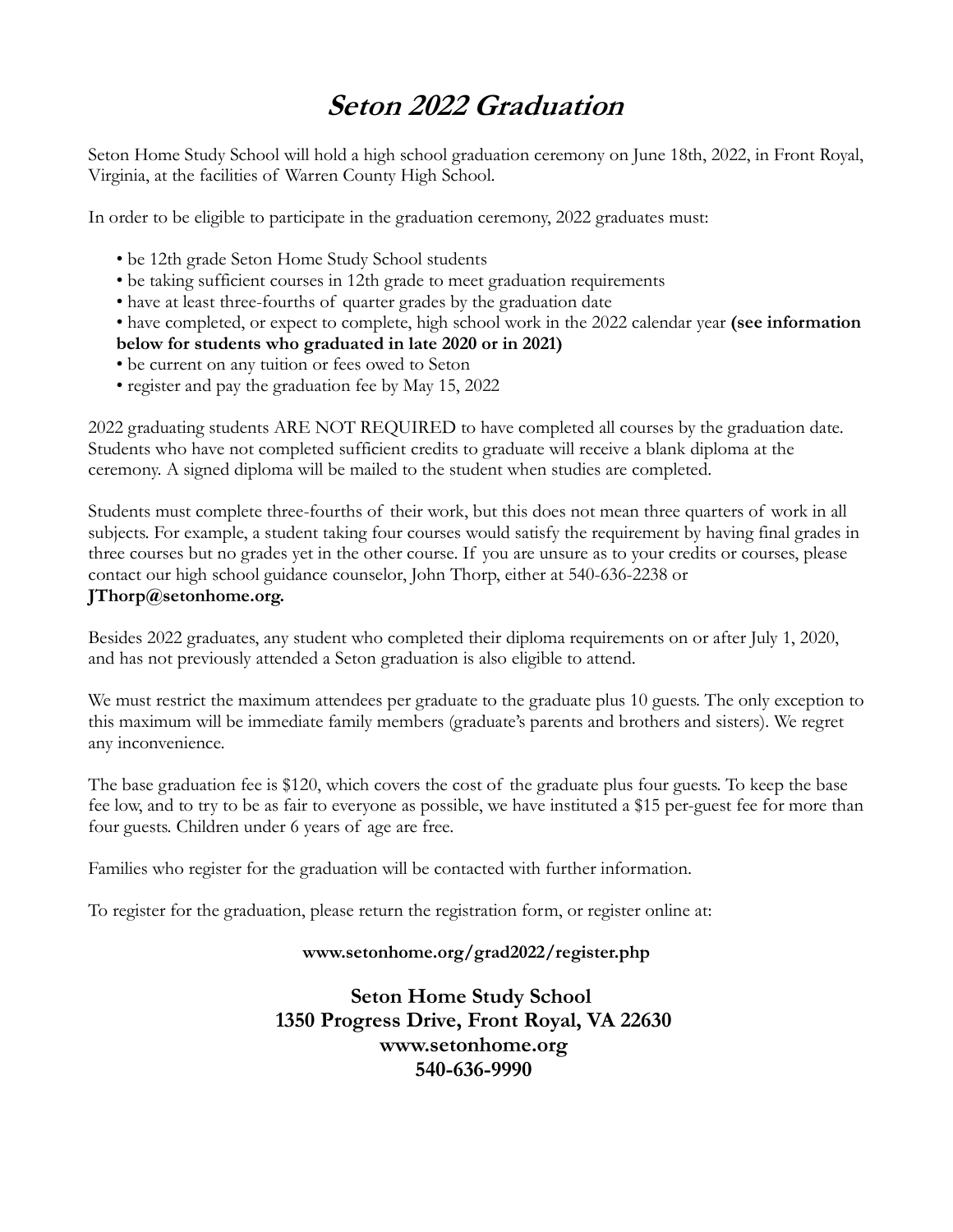# *Seton 2022 Graduation*

Seton Home Study School will hold a high school graduation ceremony on June 18th, 2022, in Front Royal, Virginia, at the facilities of Warren County High School.

In order to be eligible to participate in the graduation ceremony, 2022 graduates must:

- be 12th grade Seton Home Study School students
- be taking sufficient courses in 12th grade to meet graduation requirements
- have at least three-fourths of quarter grades by the graduation date
- have completed, or expect to complete, high school work in the 2022 calendar year **(see information below for students who graduated in late 2020 or in 2021)**
- be current on any tuition or fees owed to Seton
- register and pay the graduation fee by May 15, 2022

2022 graduating students ARE NOT REQUIRED to have completed all courses by the graduation date. Students who have not completed sufficient credits to graduate will receive a blank diploma at the ceremony. A signed diploma will be mailed to the student when studies are completed.

Students must complete three-fourths of their work, but this does not mean three quarters of work in all subjects. For example, a student taking four courses would satisfy the requirement by having final grades in three courses but no grades yet in the other course. If you are unsure as to your credits or courses, please contact our high school guidance counselor, John Thorp, either at 540-636-2238 or **JThorp@setonhome.org.**

Besides 2022 graduates, any student who completed their diploma requirements on or after July 1, 2020, and has not previously attended a Seton graduation is also eligible to attend.

We must restrict the maximum attendees per graduate to the graduate plus 10 guests. The only exception to this maximum will be immediate family members (graduate's parents and brothers and sisters). We regret any inconvenience.

The base graduation fee is $120, which covers the cost of the graduate plus four guests. To keep the base fee low, and to try to be as fair to everyone as possible, we have instituted a $15 per-guest fee for more than four guests. Children under 6 years of age are free.

Families who register for the graduation will be contacted with further information.

To register for the graduation, please return the registration form, or register online at:

**www.setonhome.org/grad2022/register.php**

**Seton Home Study School**
**1350 Progress Drive, Front Royal, VA 22630**
**www.setonhome.org**
**540-636-9990**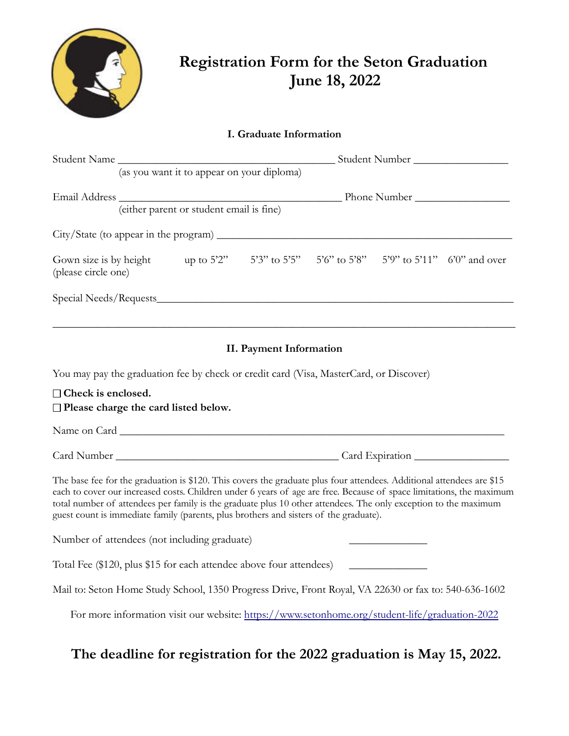# Registration Form for the Seton Graduation June 18, 2022

## I. Graduate Information

Student Name ________________________________________ Student Number _________________
(as you want it to appear on your diploma)

Email Address ________________________________________ Phone Number _________________
(either parent or student email is fine)

City/State (to appear in the program) ________________________________________________

Gown size is by height (please circle one) up to 5'2" 5'3" to 5'5" 5'6" to 5'8" 5'9" to 5'11" 6'0" and over

Special Needs/Requests________________________________________________________________

______________________________________________________________________________________

## II. Payment Information

You may pay the graduation fee by check or credit card (Visa, MasterCard, or Discover)

☐ **Check is enclosed.**
☐ **Please charge the card listed below.**

Name on Card ________________________________________________________________________

Card Number ________________________________________ Card Expiration _________________

The base fee for the graduation is $120. This covers the graduate plus four attendees. Additional attendees are $15 each to cover our increased costs. Children under 6 years of age are free. Because of space limitations, the maximum total number of attendees per family is the graduate plus 10 other attendees. The only exception to the maximum guest count is immediate family (parents, plus brothers and sisters of the graduate).

Number of attendees (not including graduate) ______________

Total Fee ($120, plus $15 for each attendee above four attendees) ______________

Mail to: Seton Home Study School, 1350 Progress Drive, Front Royal, VA 22630 or fax to: 540-636-1602

For more information visit our website: https://www.setonhome.org/student-life/graduation-2022

**The deadline for registration for the 2022 graduation is May 15, 2022.**